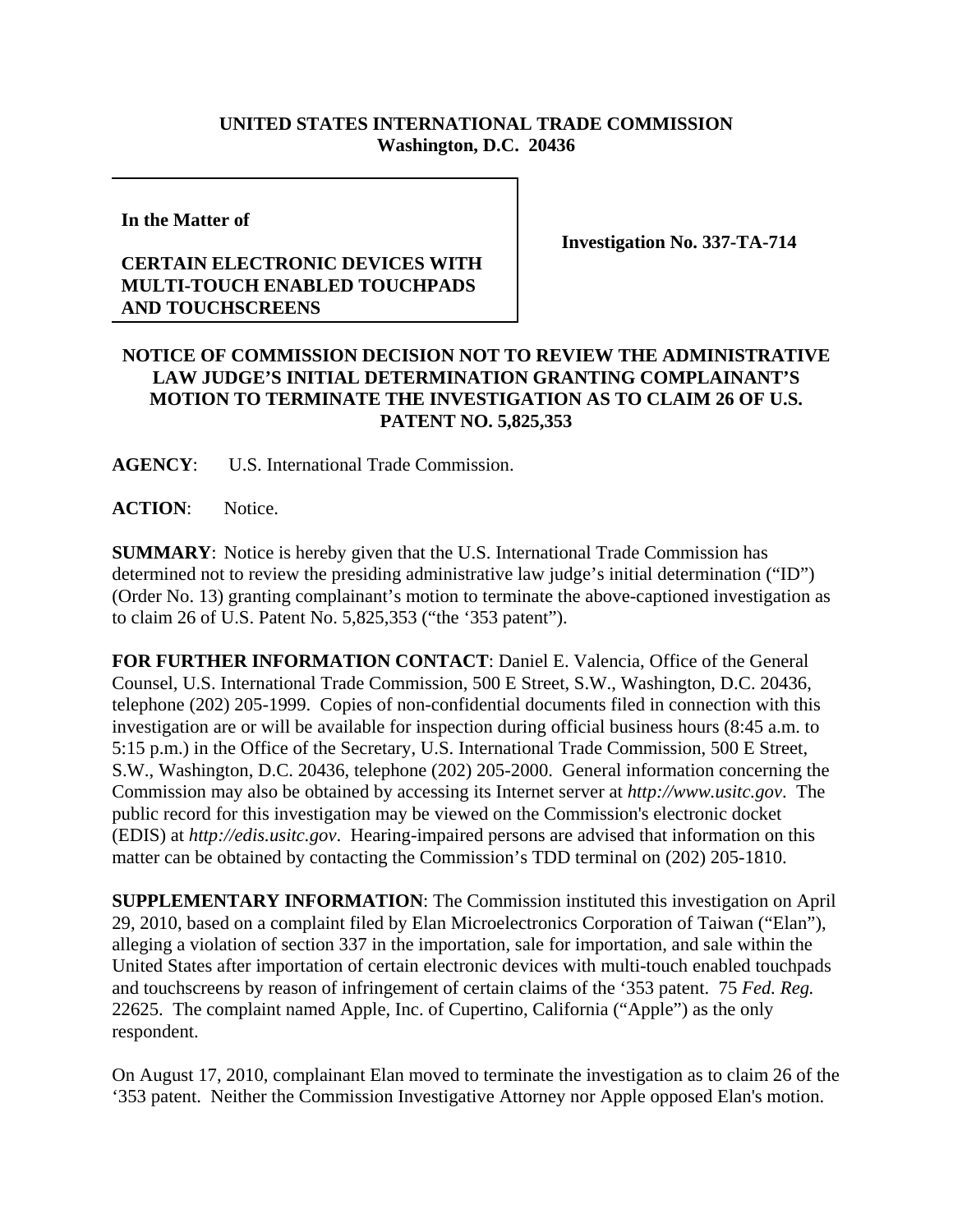**UNITED STATES INTERNATIONAL TRADE COMMISSION**
**Washington, D.C. 20436**

**In the Matter of**

**CERTAIN ELECTRONIC DEVICES WITH MULTI-TOUCH ENABLED TOUCHPADS AND TOUCHSCREENS**

**Investigation No. 337-TA-714**

## NOTICE OF COMMISSION DECISION NOT TO REVIEW THE ADMINISTRATIVE LAW JUDGE'S INITIAL DETERMINATION GRANTING COMPLAINANT'S MOTION TO TERMINATE THE INVESTIGATION AS TO CLAIM 26 OF U.S. PATENT NO. 5,825,353

**AGENCY**: U.S. International Trade Commission.

**ACTION**: Notice.

**SUMMARY**: Notice is hereby given that the U.S. International Trade Commission has determined not to review the presiding administrative law judge's initial determination ("ID") (Order No. 13) granting complainant's motion to terminate the above-captioned investigation as to claim 26 of U.S. Patent No. 5,825,353 ("the '353 patent").

**FOR FURTHER INFORMATION CONTACT**: Daniel E. Valencia, Office of the General Counsel, U.S. International Trade Commission, 500 E Street, S.W., Washington, D.C. 20436, telephone (202) 205-1999. Copies of non-confidential documents filed in connection with this investigation are or will be available for inspection during official business hours (8:45 a.m. to 5:15 p.m.) in the Office of the Secretary, U.S. International Trade Commission, 500 E Street, S.W., Washington, D.C. 20436, telephone (202) 205-2000. General information concerning the Commission may also be obtained by accessing its Internet server at *http://www.usitc.gov*. The public record for this investigation may be viewed on the Commission's electronic docket (EDIS) at *http://edis.usitc.gov*. Hearing-impaired persons are advised that information on this matter can be obtained by contacting the Commission's TDD terminal on (202) 205-1810.

**SUPPLEMENTARY INFORMATION**: The Commission instituted this investigation on April 29, 2010, based on a complaint filed by Elan Microelectronics Corporation of Taiwan ("Elan"), alleging a violation of section 337 in the importation, sale for importation, and sale within the United States after importation of certain electronic devices with multi-touch enabled touchpads and touchscreens by reason of infringement of certain claims of the '353 patent. 75 *Fed. Reg.* 22625. The complaint named Apple, Inc. of Cupertino, California ("Apple") as the only respondent.

On August 17, 2010, complainant Elan moved to terminate the investigation as to claim 26 of the '353 patent. Neither the Commission Investigative Attorney nor Apple opposed Elan's motion.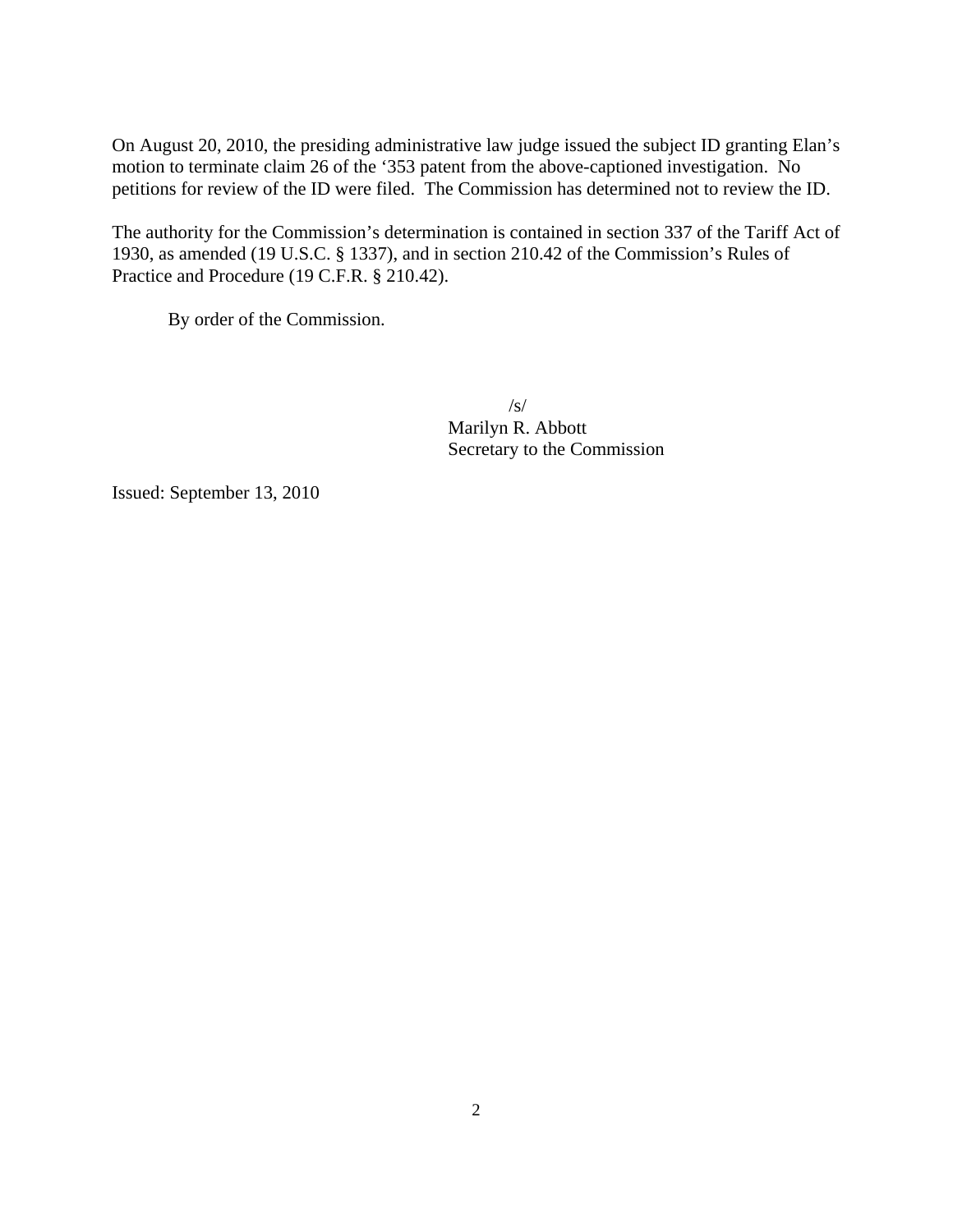On August 20, 2010, the presiding administrative law judge issued the subject ID granting Elan's motion to terminate claim 26 of the '353 patent from the above-captioned investigation. No petitions for review of the ID were filed. The Commission has determined not to review the ID.

The authority for the Commission's determination is contained in section 337 of the Tariff Act of 1930, as amended (19 U.S.C. § 1337), and in section 210.42 of the Commission's Rules of Practice and Procedure (19 C.F.R. § 210.42).

By order of the Commission.

/s/
Marilyn R. Abbott
Secretary to the Commission

Issued: September 13, 2010